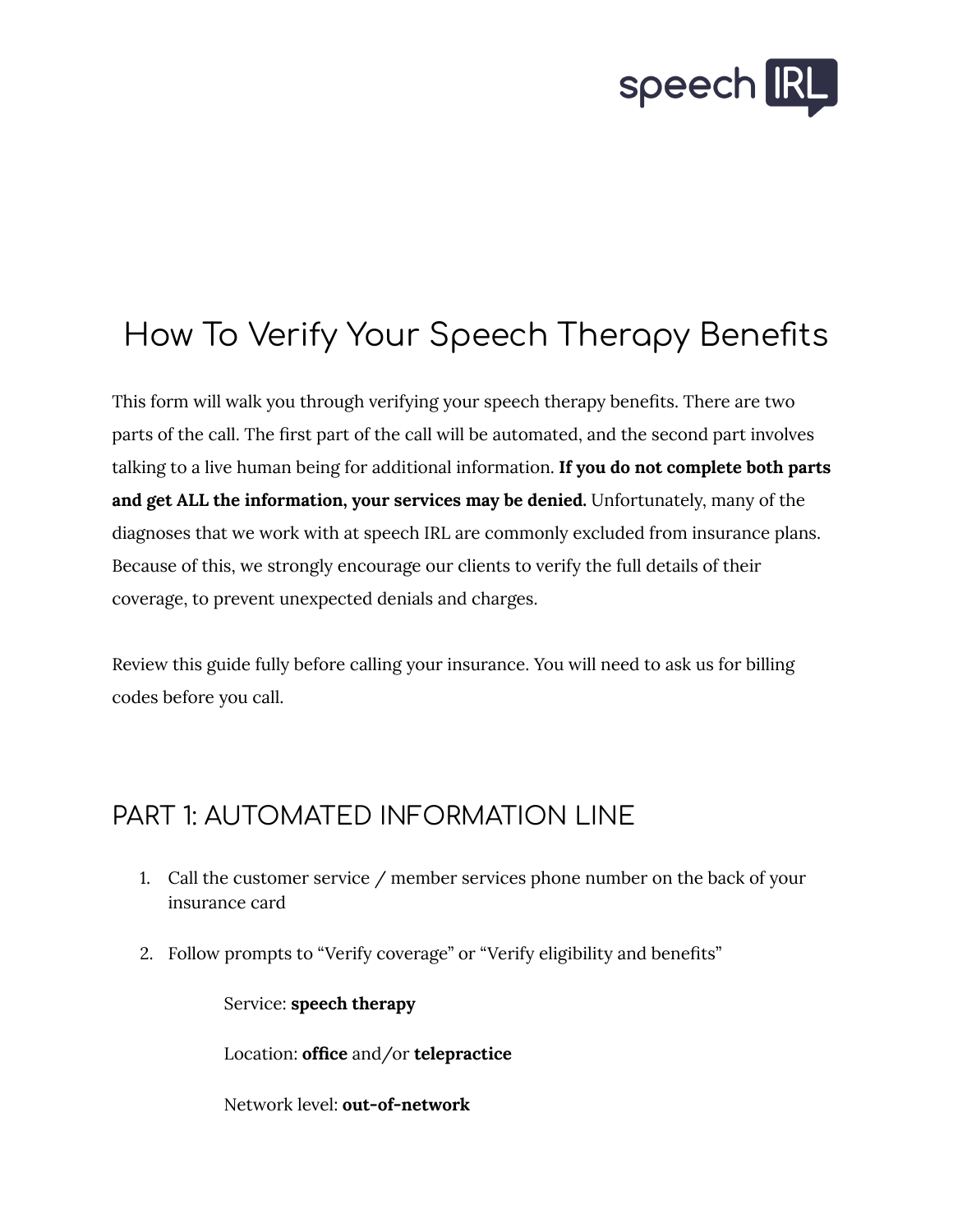# How To Verify Your Speech Therapy Benefits

This form will walk you through verifying your speech therapy benefits. There are two parts of the call. The first part of the call will be automated, and the second part involves talking to a live human being for additional information. **If you do not complete both parts and get ALL the information, your services may be denied.** Unfortunately, many of the diagnoses that we work with at speech IRL are commonly excluded from insurance plans. Because of this, we strongly encourage our clients to verify the full details of their coverage, to prevent unexpected denials and charges.

Review this guide fully before calling your insurance. You will need to ask us for billing codes before you call.

## PART 1: AUTOMATED INFORMATION LINE

1. Call the customer service / member services phone number on the back of your insurance card

2. Follow prompts to "Verify coverage" or "Verify eligibility and benefits"

   Service: **speech therapy**

   Location: **office** and/or **telepractice**

   Network level: **out-of-network**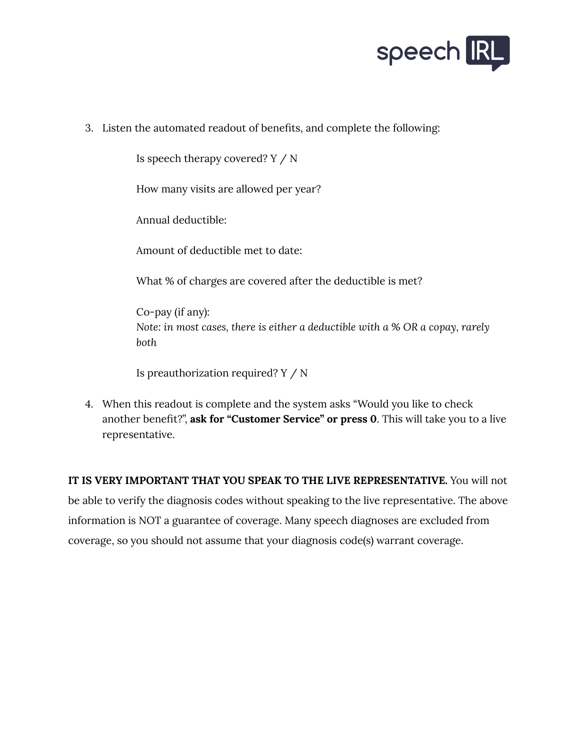3. Listen the automated readout of benefits, and complete the following:

    Is speech therapy covered? Y / N

    How many visits are allowed per year?

    Annual deductible:

    Amount of deductible met to date:

    What % of charges are covered after the deductible is met?

    Co-pay (if any):
    *Note: in most cases, there is either a deductible with a % OR a copay, rarely both*

    Is preauthorization required? Y / N

4. When this readout is complete and the system asks "Would you like to check another benefit?", **ask for "Customer Service" or press 0**. This will take you to a live representative.

**IT IS VERY IMPORTANT THAT YOU SPEAK TO THE LIVE REPRESENTATIVE.** You will not be able to verify the diagnosis codes without speaking to the live representative. The above information is NOT a guarantee of coverage. Many speech diagnoses are excluded from coverage, so you should not assume that your diagnosis code(s) warrant coverage.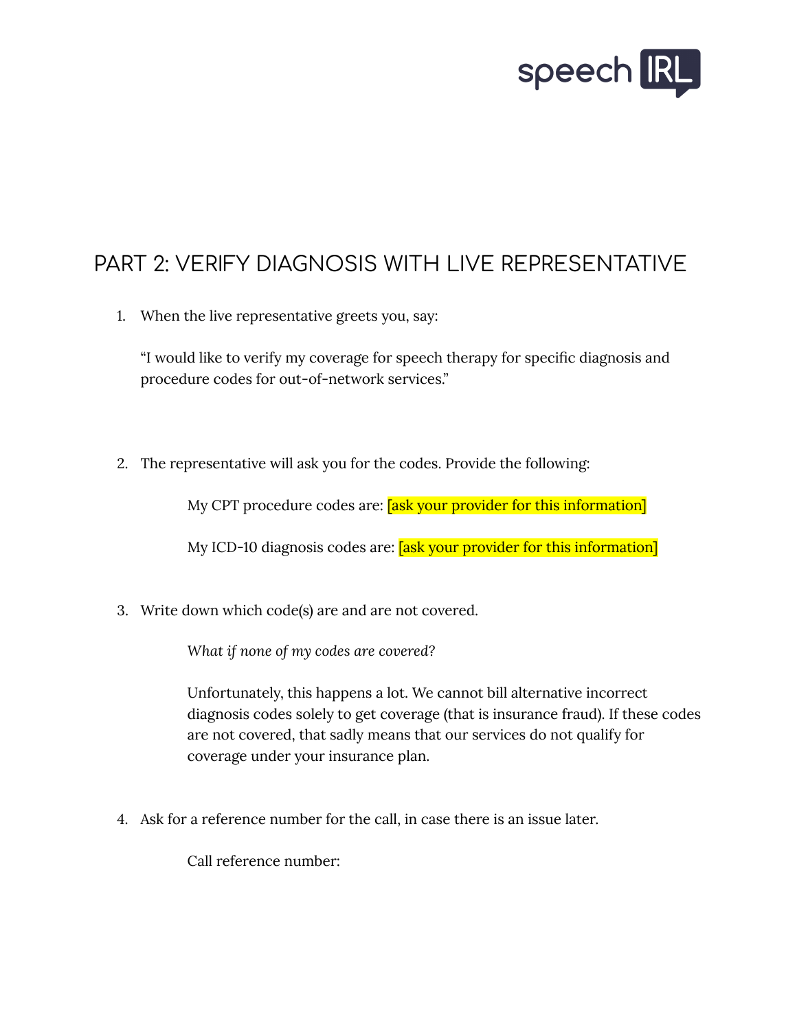## PART 2: VERIFY DIAGNOSIS WITH LIVE REPRESENTATIVE

1. When the live representative greets you, say:

   "I would like to verify my coverage for speech therapy for specific diagnosis and procedure codes for out-of-network services."

2. The representative will ask you for the codes. Provide the following:

   My CPT procedure codes are: [ask your provider for this information]

   My ICD-10 diagnosis codes are: [ask your provider for this information]

3. Write down which code(s) are and are not covered.

   *What if none of my codes are covered?*

   Unfortunately, this happens a lot. We cannot bill alternative incorrect diagnosis codes solely to get coverage (that is insurance fraud). If these codes are not covered, that sadly means that our services do not qualify for coverage under your insurance plan.

4. Ask for a reference number for the call, in case there is an issue later.

   Call reference number: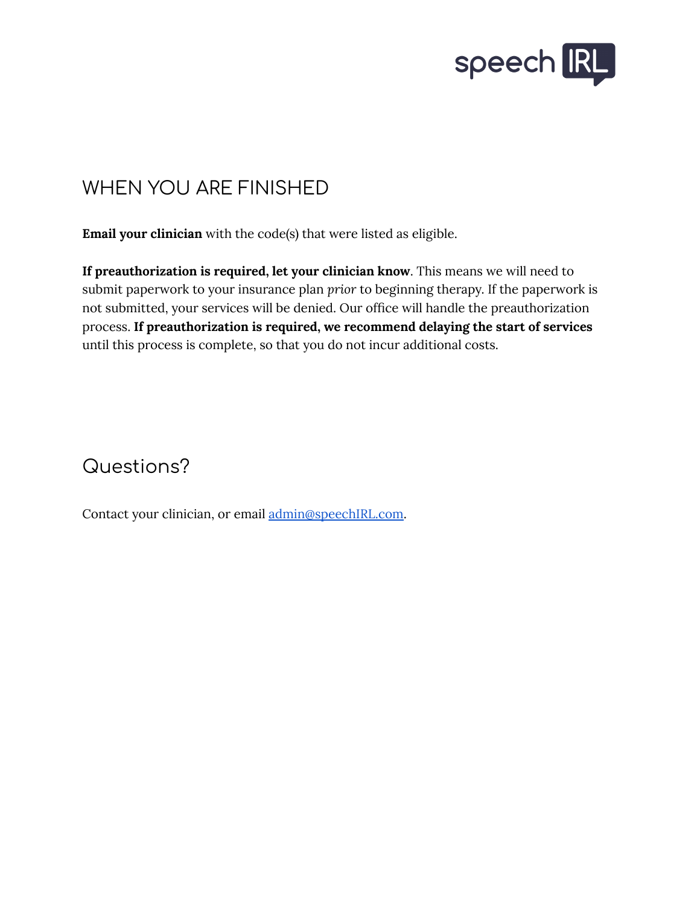## WHEN YOU ARE FINISHED

**Email your clinician** with the code(s) that were listed as eligible.

**If preauthorization is required, let your clinician know**. This means we will need to submit paperwork to your insurance plan *prior* to beginning therapy. If the paperwork is not submitted, your services will be denied. Our office will handle the preauthorization process. **If preauthorization is required, we recommend delaying the start of services** until this process is complete, so that you do not incur additional costs.

## Questions?

Contact your clinician, or email [admin@speechIRL.com](mailto:admin@speechIRL.com).